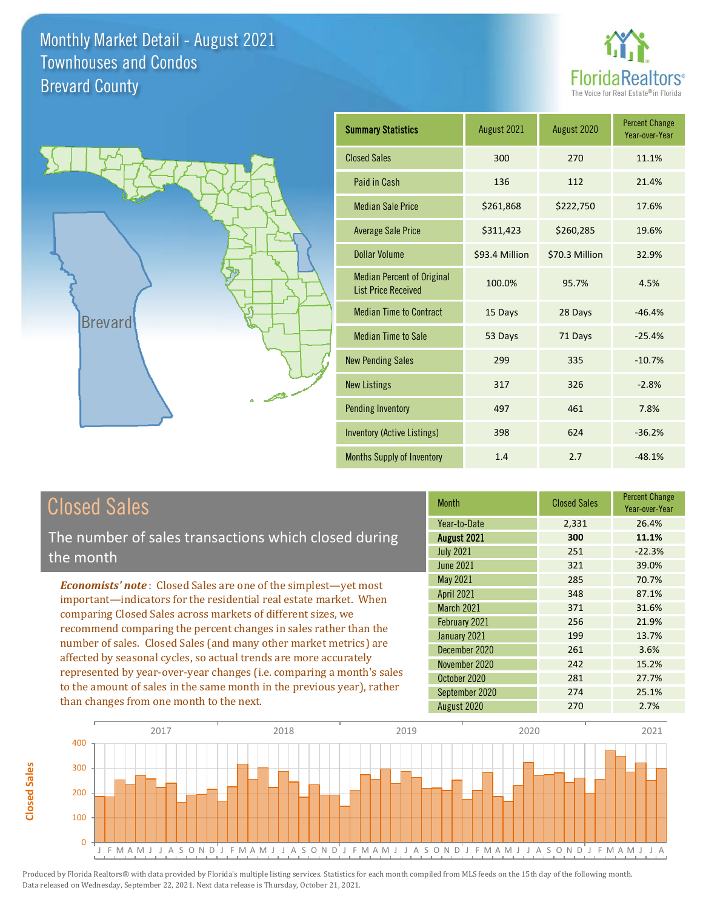# Monthly Market Detail - August 2021
## Townhouses and Condos
## Brevard County

| Summary Statistics | August 2021 | August 2020 | Percent Change Year-over-Year |
|---|---|---|---|
| Closed Sales | 300 | 270 | 11.1% |
| Paid in Cash | 136 | 112 | 21.4% |
| Median Sale Price | $261,868 | $222,750 | 17.6% |
| Average Sale Price | $311,423 | $260,285 | 19.6% |
| Dollar Volume | $93.4 Million | $70.3 Million | 32.9% |
| Median Percent of Original List Price Received | 100.0% | 95.7% | 4.5% |
| Median Time to Contract | 15 Days | 28 Days | -46.4% |
| Median Time to Sale | 53 Days | 71 Days | -25.4% |
| New Pending Sales | 299 | 335 | -10.7% |
| New Listings | 317 | 326 | -2.8% |
| Pending Inventory | 497 | 461 | 7.8% |
| Inventory (Active Listings) | 398 | 624 | -36.2% |
| Months Supply of Inventory | 1.4 | 2.7 | -48.1% |

## Closed Sales

The number of sales transactions which closed during the month

***Economists' note***: Closed Sales are one of the simplest—yet most important—indicators for the residential real estate market. When comparing Closed Sales across markets of different sizes, we recommend comparing the percent changes in sales rather than the number of sales. Closed Sales (and many other market metrics) are affected by seasonal cycles, so actual trends are more accurately represented by year-over-year changes (i.e. comparing a month's sales to the amount of sales in the same month in the previous year), rather than changes from one month to the next.

| Month | Closed Sales | Percent Change Year-over-Year |
|---|---|---|
| Year-to-Date | 2,331 | 26.4% |
| **August 2021** | **300** | **11.1%** |
| July 2021 | 251 | -22.3% |
| June 2021 | 321 | 39.0% |
| May 2021 | 285 | 70.7% |
| April 2021 | 348 | 87.1% |
| March 2021 | 371 | 31.6% |
| February 2021 | 256 | 21.9% |
| January 2021 | 199 | 13.7% |
| December 2020 | 261 | 3.6% |
| November 2020 | 242 | 15.2% |
| October 2020 | 281 | 27.7% |
| September 2020 | 274 | 25.1% |
| August 2020 | 270 | 2.7% |

Produced by Florida Realtors® with data provided by Florida's multiple listing services. Statistics for each month compiled from MLS feeds on the 15th day of the following month. Data released on Wednesday, September 22, 2021. Next data release is Thursday, October 21, 2021.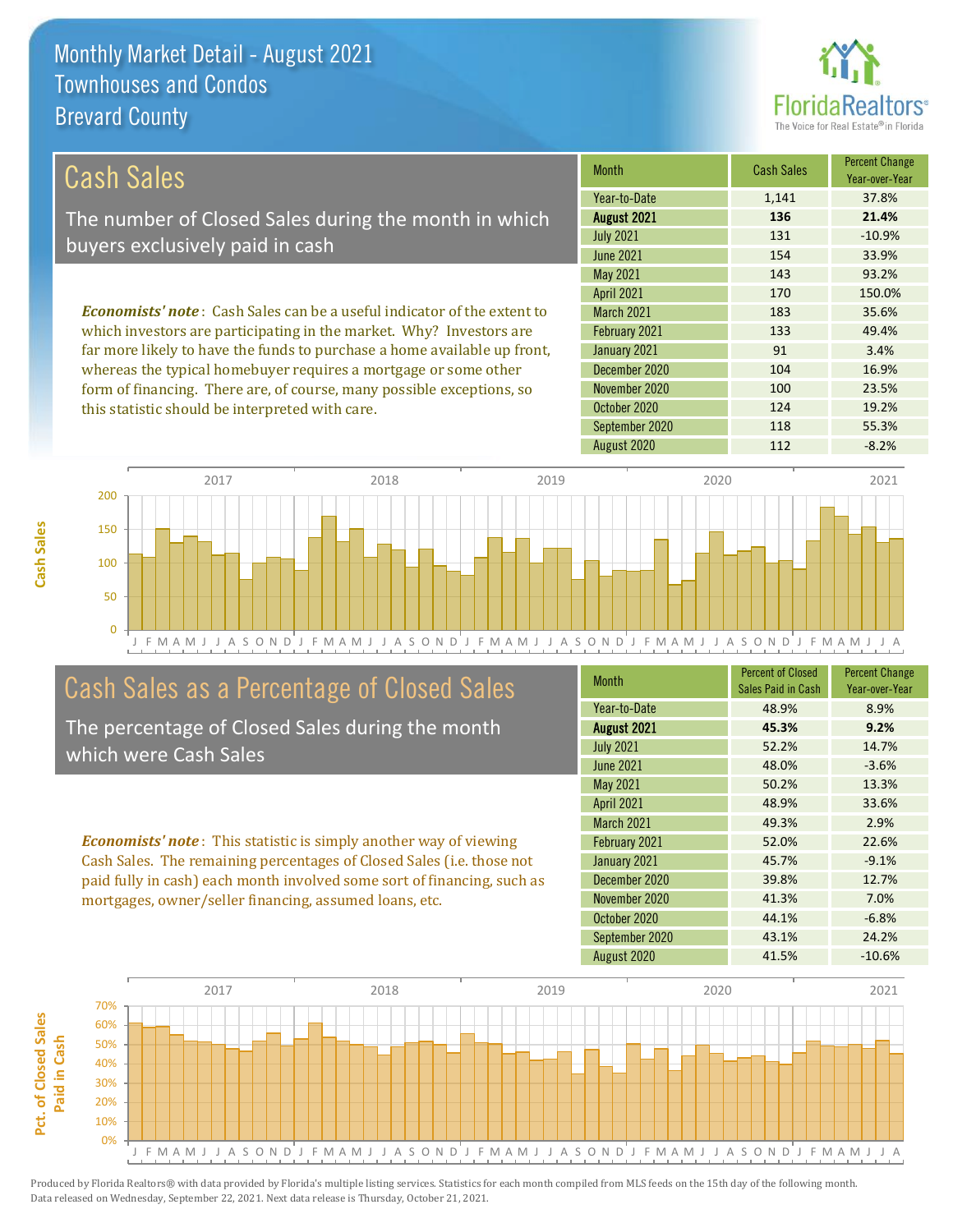# Monthly Market Detail - August 2021
## Townhouses and Condos
## Brevard County

## Cash Sales

The number of Closed Sales during the month in which buyers exclusively paid in cash

*Economists' note*: Cash Sales can be a useful indicator of the extent to which investors are participating in the market. Why? Investors are far more likely to have the funds to purchase a home available up front, whereas the typical homebuyer requires a mortgage or some other form of financing. There are, of course, many possible exceptions, so this statistic should be interpreted with care.

| Month | Cash Sales | Percent Change Year-over-Year |
|---|---|---|
| Year-to-Date | 1,141 | 37.8% |
| **August 2021** | **136** | **21.4%** |
| July 2021 | 131 | -10.9% |
| June 2021 | 154 | 33.9% |
| May 2021 | 143 | 93.2% |
| April 2021 | 170 | 150.0% |
| March 2021 | 183 | 35.6% |
| February 2021 | 133 | 49.4% |
| January 2021 | 91 | 3.4% |
| December 2020 | 104 | 16.9% |
| November 2020 | 100 | 23.5% |
| October 2020 | 124 | 19.2% |
| September 2020 | 118 | 55.3% |
| August 2020 | 112 | -8.2% |

## Cash Sales as a Percentage of Closed Sales

The percentage of Closed Sales during the month which were Cash Sales

*Economists' note*: This statistic is simply another way of viewing Cash Sales. The remaining percentages of Closed Sales (i.e. those not paid fully in cash) each month involved some sort of financing, such as mortgages, owner/seller financing, assumed loans, etc.

| Month | Percent of Closed Sales Paid in Cash | Percent Change Year-over-Year |
|---|---|---|
| Year-to-Date | 48.9% | 8.9% |
| **August 2021** | **45.3%** | **9.2%** |
| July 2021 | 52.2% | 14.7% |
| June 2021 | 48.0% | -3.6% |
| May 2021 | 50.2% | 13.3% |
| April 2021 | 48.9% | 33.6% |
| March 2021 | 49.3% | 2.9% |
| February 2021 | 52.0% | 22.6% |
| January 2021 | 45.7% | -9.1% |
| December 2020 | 39.8% | 12.7% |
| November 2020 | 41.3% | 7.0% |
| October 2020 | 44.1% | -6.8% |
| September 2020 | 43.1% | 24.2% |
| August 2020 | 41.5% | -10.6% |

Produced by Florida Realtors® with data provided by Florida's multiple listing services. Statistics for each month compiled from MLS feeds on the 15th day of the following month. Data released on Wednesday, September 22, 2021. Next data release is Thursday, October 21, 2021.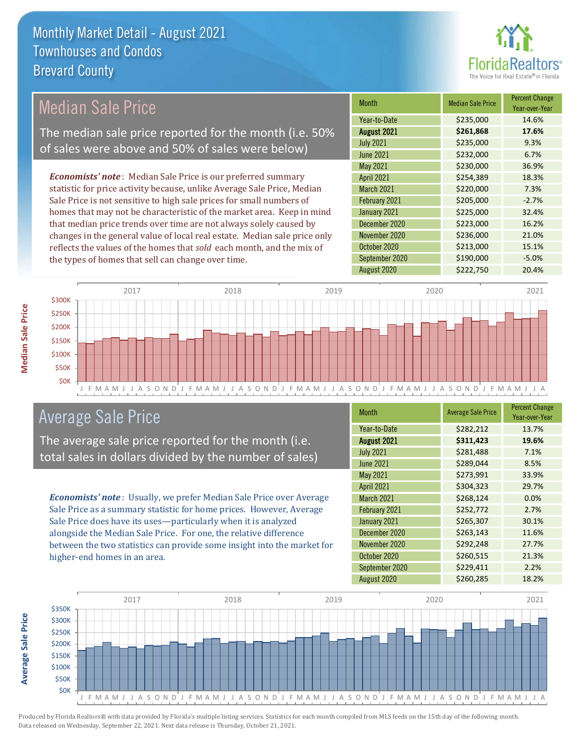# Monthly Market Detail - August 2021
## Townhouses and Condos
## Brevard County

## Median Sale Price

The median sale price reported for the month (i.e. 50% of sales were above and 50% of sales were below)

*Economists' note*: Median Sale Price is our preferred summary statistic for price activity because, unlike Average Sale Price, Median Sale Price is not sensitive to high sale prices for small numbers of homes that may not be characteristic of the market area. Keep in mind that median price trends over time are not always solely caused by changes in the general value of local real estate. Median sale price only reflects the values of the homes that *sold* each month, and the mix of the types of homes that sell can change over time.

| Month | Median Sale Price | Percent Change Year-over-Year |
|---|---|---|
| Year-to-Date | $235,000 | 14.6% |
| **August 2021** | **$261,868** | **17.6%** |
| July 2021 | $235,000 | 9.3% |
| June 2021 | $232,000 | 6.7% |
| May 2021 | $230,000 | 36.9% |
| April 2021 | $254,389 | 18.3% |
| March 2021 | $220,000 | 7.3% |
| February 2021 | $205,000 | -2.7% |
| January 2021 | $225,000 | 32.4% |
| December 2020 | $223,000 | 16.2% |
| November 2020 | $236,000 | 21.0% |
| October 2020 | $213,000 | 15.1% |
| September 2020 | $190,000 | -5.0% |
| August 2020 | $222,750 | 20.4% |

## Average Sale Price

The average sale price reported for the month (i.e. total sales in dollars divided by the number of sales)

*Economists' note*: Usually, we prefer Median Sale Price over Average Sale Price as a summary statistic for home prices. However, Average Sale Price does have its uses—particularly when it is analyzed alongside the Median Sale Price. For one, the relative difference between the two statistics can provide some insight into the market for higher-end homes in an area.

| Month | Average Sale Price | Percent Change Year-over-Year |
|---|---|---|
| Year-to-Date | $282,212 | 13.7% |
| **August 2021** | **$311,423** | **19.6%** |
| July 2021 | $281,488 | 7.1% |
| June 2021 | $289,044 | 8.5% |
| May 2021 | $273,991 | 33.9% |
| April 2021 | $304,323 | 29.7% |
| March 2021 | $268,124 | 0.0% |
| February 2021 | $252,772 | 2.7% |
| January 2021 | $265,307 | 30.1% |
| December 2020 | $263,143 | 11.6% |
| November 2020 | $292,248 | 27.7% |
| October 2020 | $260,515 | 21.3% |
| September 2020 | $229,411 | 2.2% |
| August 2020 | $260,285 | 18.2% |

Produced by Florida Realtors® with data provided by Florida's multiple listing services. Statistics for each month compiled from MLS feeds on the 15th day of the following month. Data released on Wednesday, September 22, 2021. Next data release is Thursday, October 21, 2021.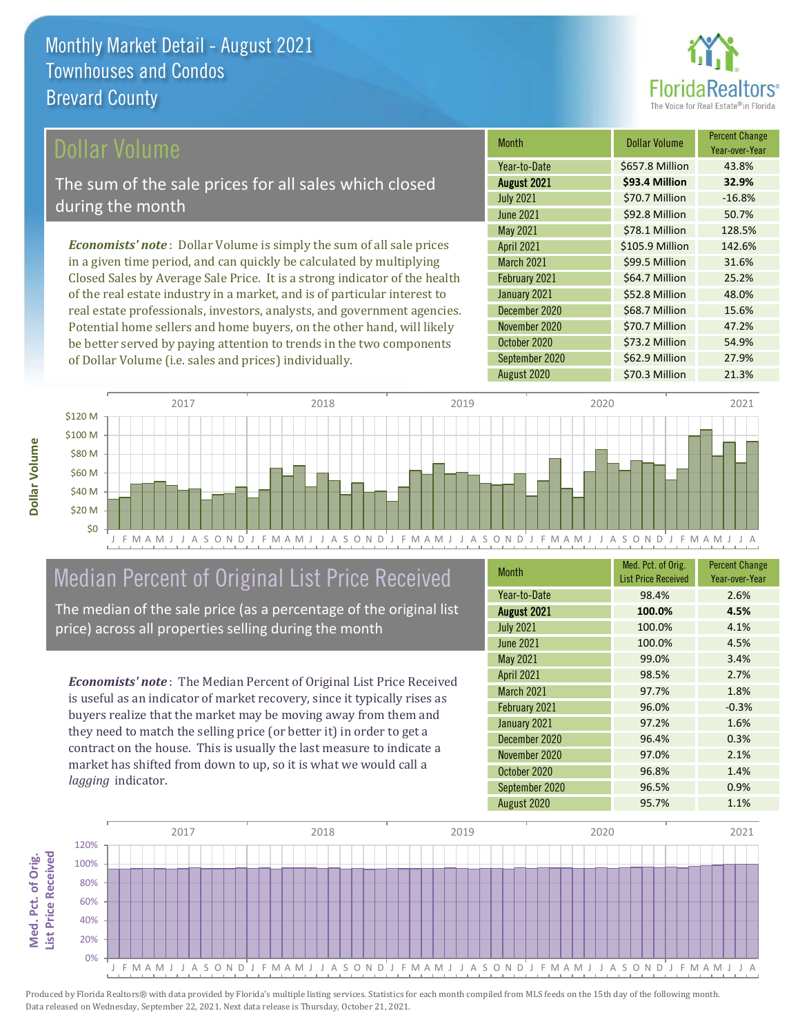# Monthly Market Detail - August 2021
## Townhouses and Condos
## Brevard County

## Dollar Volume

The sum of the sale prices for all sales which closed during the month

*Economists' note*: Dollar Volume is simply the sum of all sale prices in a given time period, and can quickly be calculated by multiplying Closed Sales by Average Sale Price. It is a strong indicator of the health of the real estate industry in a market, and is of particular interest to real estate professionals, investors, analysts, and government agencies. Potential home sellers and home buyers, on the other hand, will likely be better served by paying attention to trends in the two components of Dollar Volume (i.e. sales and prices) individually.

| Month | Dollar Volume | Percent Change Year-over-Year |
|---|---|---|
| Year-to-Date | $657.8 Million | 43.8% |
| **August 2021** | **$93.4 Million** | **32.9%** |
| July 2021 | $70.7 Million | -16.8% |
| June 2021 | $92.8 Million | 50.7% |
| May 2021 | $78.1 Million | 128.5% |
| April 2021 | $105.9 Million | 142.6% |
| March 2021 | $99.5 Million | 31.6% |
| February 2021 | $64.7 Million | 25.2% |
| January 2021 | $52.8 Million | 48.0% |
| December 2020 | $68.7 Million | 15.6% |
| November 2020 | $70.7 Million | 47.2% |
| October 2020 | $73.2 Million | 54.9% |
| September 2020 | $62.9 Million | 27.9% |
| August 2020 | $70.3 Million | 21.3% |

## Median Percent of Original List Price Received

The median of the sale price (as a percentage of the original list price) across all properties selling during the month

*Economists' note*: The Median Percent of Original List Price Received is useful as an indicator of market recovery, since it typically rises as buyers realize that the market may be moving away from them and they need to match the selling price (or better it) in order to get a contract on the house. This is usually the last measure to indicate a market has shifted from down to up, so it is what we would call a *lagging* indicator.

| Month | Med. Pct. of Orig. List Price Received | Percent Change Year-over-Year |
|---|---|---|
| Year-to-Date | 98.4% | 2.6% |
| **August 2021** | **100.0%** | **4.5%** |
| July 2021 | 100.0% | 4.1% |
| June 2021 | 100.0% | 4.5% |
| May 2021 | 99.0% | 3.4% |
| April 2021 | 98.5% | 2.7% |
| March 2021 | 97.7% | 1.8% |
| February 2021 | 96.0% | -0.3% |
| January 2021 | 97.2% | 1.6% |
| December 2020 | 96.4% | 0.3% |
| November 2020 | 97.0% | 2.1% |
| October 2020 | 96.8% | 1.4% |
| September 2020 | 96.5% | 0.9% |
| August 2020 | 95.7% | 1.1% |

Produced by Florida Realtors® with data provided by Florida's multiple listing services. Statistics for each month compiled from MLS feeds on the 15th day of the following month. Data released on Wednesday, September 22, 2021. Next data release is Thursday, October 21, 2021.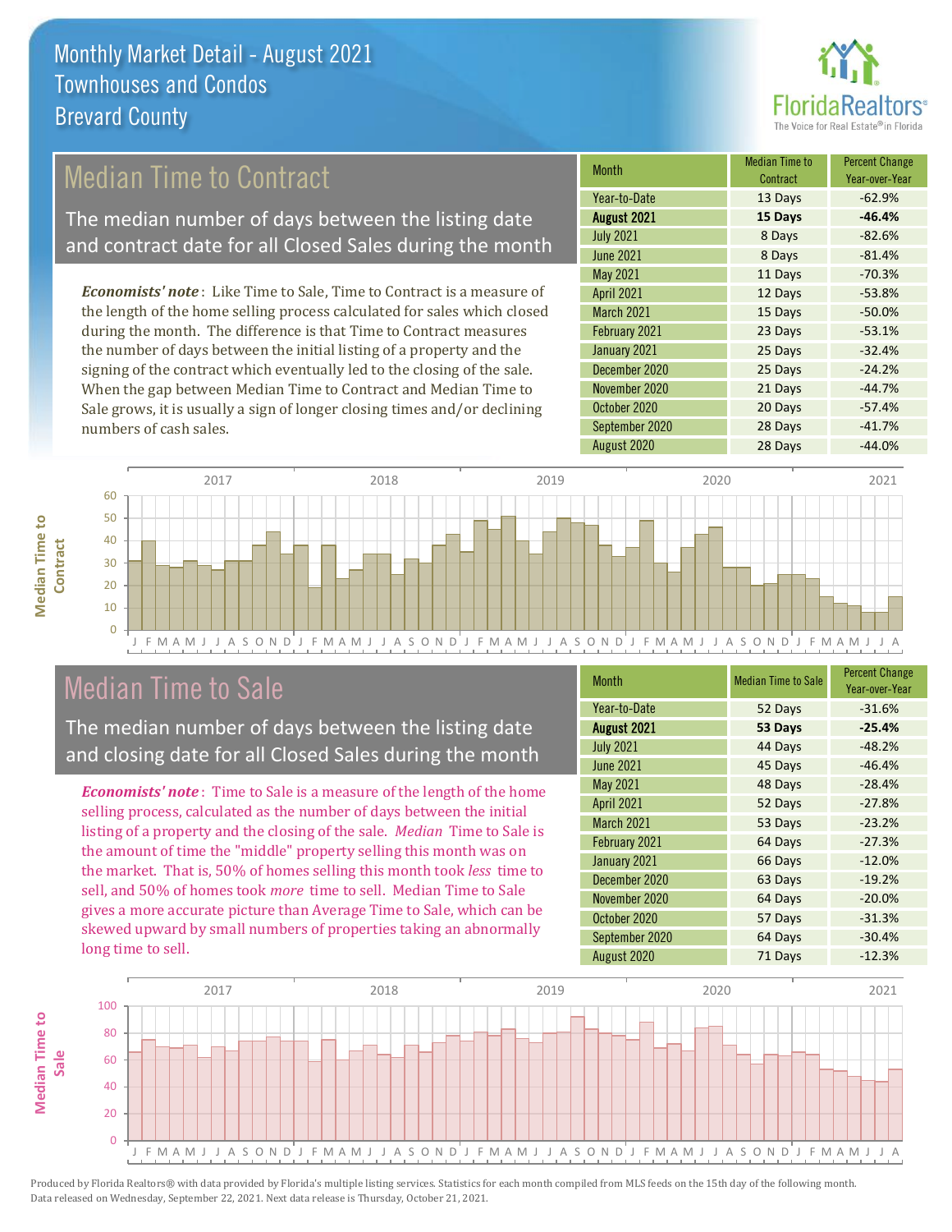# Monthly Market Detail - August 2021
## Townhouses and Condos
## Brevard County

## Median Time to Contract

The median number of days between the listing date and contract date for all Closed Sales during the month

*Economists' note*: Like Time to Sale, Time to Contract is a measure of the length of the home selling process calculated for sales which closed during the month. The difference is that Time to Contract measures the number of days between the initial listing of a property and the signing of the contract which eventually led to the closing of the sale. When the gap between Median Time to Contract and Median Time to Sale grows, it is usually a sign of longer closing times and/or declining numbers of cash sales.

| Month | Median Time to Contract | Percent Change Year-over-Year |
|---|---|---|
| Year-to-Date | 13 Days | -62.9% |
| **August 2021** | **15 Days** | **-46.4%** |
| July 2021 | 8 Days | -82.6% |
| June 2021 | 8 Days | -81.4% |
| May 2021 | 11 Days | -70.3% |
| April 2021 | 12 Days | -53.8% |
| March 2021 | 15 Days | -50.0% |
| February 2021 | 23 Days | -53.1% |
| January 2021 | 25 Days | -32.4% |
| December 2020 | 25 Days | -24.2% |
| November 2020 | 21 Days | -44.7% |
| October 2020 | 20 Days | -57.4% |
| September 2020 | 28 Days | -41.7% |
| August 2020 | 28 Days | -44.0% |

## Median Time to Sale

The median number of days between the listing date and closing date for all Closed Sales during the month

*Economists' note*: Time to Sale is a measure of the length of the home selling process, calculated as the number of days between the initial listing of a property and the closing of the sale. *Median* Time to Sale is the amount of time the "middle" property selling this month was on the market. That is, 50% of homes selling this month took *less* time to sell, and 50% of homes took *more* time to sell. Median Time to Sale gives a more accurate picture than Average Time to Sale, which can be skewed upward by small numbers of properties taking an abnormally long time to sell.

| Month | Median Time to Sale | Percent Change Year-over-Year |
|---|---|---|
| Year-to-Date | 52 Days | -31.6% |
| **August 2021** | **53 Days** | **-25.4%** |
| July 2021 | 44 Days | -48.2% |
| June 2021 | 45 Days | -46.4% |
| May 2021 | 48 Days | -28.4% |
| April 2021 | 52 Days | -27.8% |
| March 2021 | 53 Days | -23.2% |
| February 2021 | 64 Days | -27.3% |
| January 2021 | 66 Days | -12.0% |
| December 2020 | 63 Days | -19.2% |
| November 2020 | 64 Days | -20.0% |
| October 2020 | 57 Days | -31.3% |
| September 2020 | 64 Days | -30.4% |
| August 2020 | 71 Days | -12.3% |

Produced by Florida Realtors® with data provided by Florida's multiple listing services. Statistics for each month compiled from MLS feeds on the 15th day of the following month. Data released on Wednesday, September 22, 2021. Next data release is Thursday, October 21, 2021.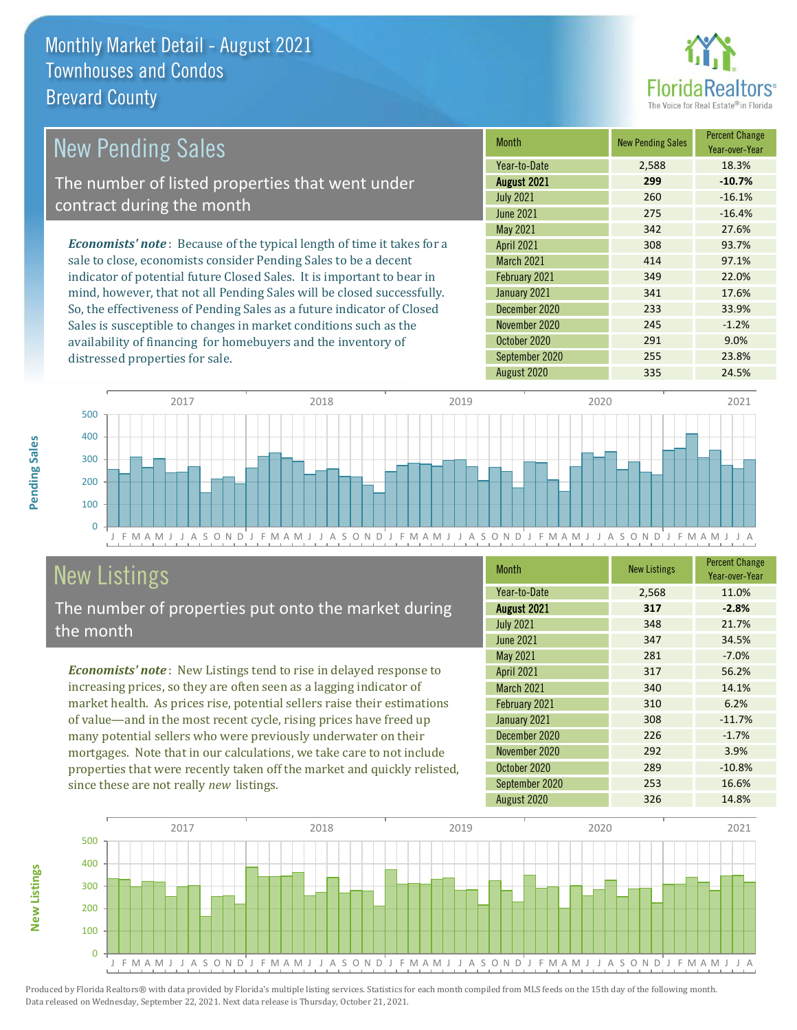# Monthly Market Detail - August 2021
## Townhouses and Condos
## Brevard County

## New Pending Sales

The number of listed properties that went under contract during the month

*Economists' note*: Because of the typical length of time it takes for a sale to close, economists consider Pending Sales to be a decent indicator of potential future Closed Sales. It is important to bear in mind, however, that not all Pending Sales will be closed successfully. So, the effectiveness of Pending Sales as a future indicator of Closed Sales is susceptible to changes in market conditions such as the availability of financing for homebuyers and the inventory of distressed properties for sale.

| Month | New Pending Sales | Percent Change Year-over-Year |
|---|---|---|
| Year-to-Date | 2,588 | 18.3% |
| **August 2021** | **299** | **-10.7%** |
| July 2021 | 260 | -16.1% |
| June 2021 | 275 | -16.4% |
| May 2021 | 342 | 27.6% |
| April 2021 | 308 | 93.7% |
| March 2021 | 414 | 97.1% |
| February 2021 | 349 | 22.0% |
| January 2021 | 341 | 17.6% |
| December 2020 | 233 | 33.9% |
| November 2020 | 245 | -1.2% |
| October 2020 | 291 | 9.0% |
| September 2020 | 255 | 23.8% |
| August 2020 | 335 | 24.5% |

## New Listings

The number of properties put onto the market during the month

*Economists' note*: New Listings tend to rise in delayed response to increasing prices, so they are often seen as a lagging indicator of market health. As prices rise, potential sellers raise their estimations of value—and in the most recent cycle, rising prices have freed up many potential sellers who were previously underwater on their mortgages. Note that in our calculations, we take care to not include properties that were recently taken off the market and quickly relisted, since these are not really *new* listings.

| Month | New Listings | Percent Change Year-over-Year |
|---|---|---|
| Year-to-Date | 2,568 | 11.0% |
| **August 2021** | **317** | **-2.8%** |
| July 2021 | 348 | 21.7% |
| June 2021 | 347 | 34.5% |
| May 2021 | 281 | -7.0% |
| April 2021 | 317 | 56.2% |
| March 2021 | 340 | 14.1% |
| February 2021 | 310 | 6.2% |
| January 2021 | 308 | -11.7% |
| December 2020 | 226 | -1.7% |
| November 2020 | 292 | 3.9% |
| October 2020 | 289 | -10.8% |
| September 2020 | 253 | 16.6% |
| August 2020 | 326 | 14.8% |

Produced by Florida Realtors® with data provided by Florida's multiple listing services. Statistics for each month compiled from MLS feeds on the 15th day of the following month. Data released on Wednesday, September 22, 2021. Next data release is Thursday, October 21, 2021.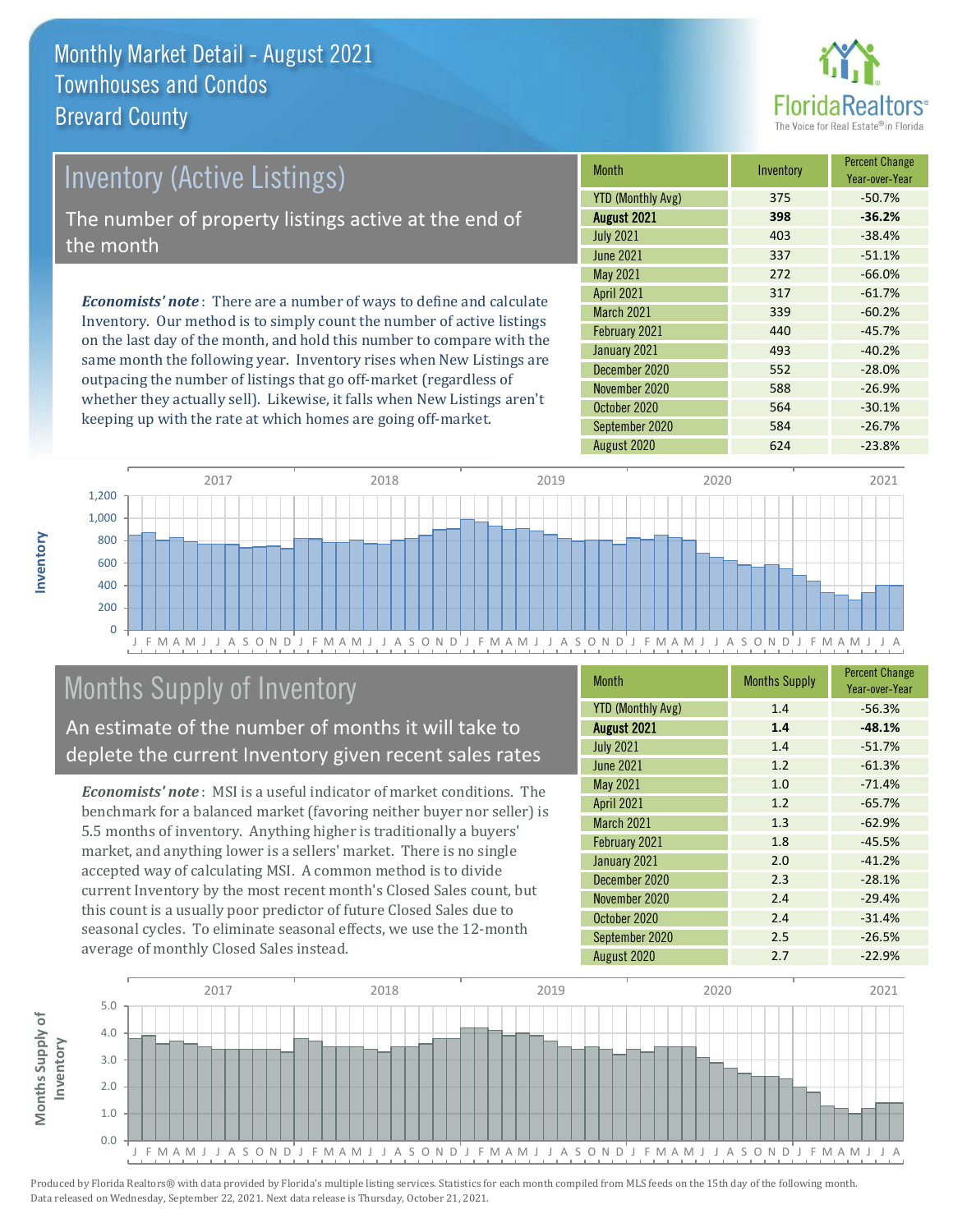# Monthly Market Detail - August 2021
## Townhouses and Condos
## Brevard County

## Inventory (Active Listings)

The number of property listings active at the end of the month

***Economists' note***: There are a number of ways to define and calculate Inventory. Our method is to simply count the number of active listings on the last day of the month, and hold this number to compare with the same month the following year. Inventory rises when New Listings are outpacing the number of listings that go off-market (regardless of whether they actually sell). Likewise, it falls when New Listings aren't keeping up with the rate at which homes are going off-market.

| Month | Inventory | Percent Change Year-over-Year |
|---|---|---|
| YTD (Monthly Avg) | 375 | -50.7% |
| **August 2021** | **398** | **-36.2%** |
| July 2021 | 403 | -38.4% |
| June 2021 | 337 | -51.1% |
| May 2021 | 272 | -66.0% |
| April 2021 | 317 | -61.7% |
| March 2021 | 339 | -60.2% |
| February 2021 | 440 | -45.7% |
| January 2021 | 493 | -40.2% |
| December 2020 | 552 | -28.0% |
| November 2020 | 588 | -26.9% |
| October 2020 | 564 | -30.1% |
| September 2020 | 584 | -26.7% |
| August 2020 | 624 | -23.8% |

## Months Supply of Inventory

An estimate of the number of months it will take to deplete the current Inventory given recent sales rates

***Economists' note***: MSI is a useful indicator of market conditions. The benchmark for a balanced market (favoring neither buyer nor seller) is 5.5 months of inventory. Anything higher is traditionally a buyers' market, and anything lower is a sellers' market. There is no single accepted way of calculating MSI. A common method is to divide current Inventory by the most recent month's Closed Sales count, but this count is a usually poor predictor of future Closed Sales due to seasonal cycles. To eliminate seasonal effects, we use the 12-month average of monthly Closed Sales instead.

| Month | Months Supply | Percent Change Year-over-Year |
|---|---|---|
| YTD (Monthly Avg) | 1.4 | -56.3% |
| **August 2021** | **1.4** | **-48.1%** |
| July 2021 | 1.4 | -51.7% |
| June 2021 | 1.2 | -61.3% |
| May 2021 | 1.0 | -71.4% |
| April 2021 | 1.2 | -65.7% |
| March 2021 | 1.3 | -62.9% |
| February 2021 | 1.8 | -45.5% |
| January 2021 | 2.0 | -41.2% |
| December 2020 | 2.3 | -28.1% |
| November 2020 | 2.4 | -29.4% |
| October 2020 | 2.4 | -31.4% |
| September 2020 | 2.5 | -26.5% |
| August 2020 | 2.7 | -22.9% |

Produced by Florida Realtors® with data provided by Florida's multiple listing services. Statistics for each month compiled from MLS feeds on the 15th day of the following month. Data released on Wednesday, September 22, 2021. Next data release is Thursday, October 21, 2021.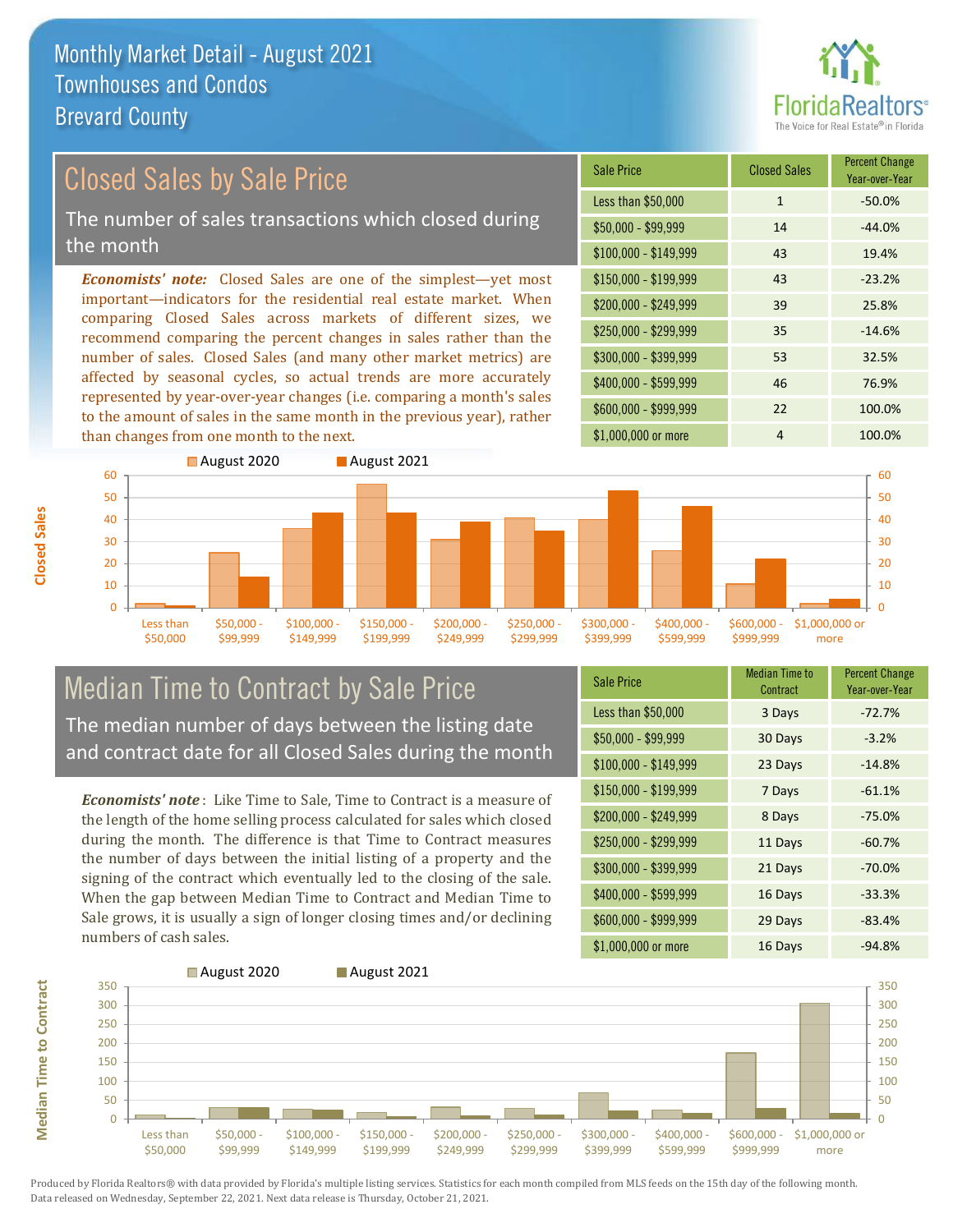# Monthly Market Detail - August 2021
## Townhouses and Condos
## Brevard County

## Closed Sales by Sale Price

The number of sales transactions which closed during the month

***Economists' note:*** Closed Sales are one of the simplest—yet most important—indicators for the residential real estate market. When comparing Closed Sales across markets of different sizes, we recommend comparing the percent changes in sales rather than the number of sales. Closed Sales (and many other market metrics) are affected by seasonal cycles, so actual trends are more accurately represented by year-over-year changes (i.e. comparing a month's sales to the amount of sales in the same month in the previous year), rather than changes from one month to the next.

| Sale Price | Closed Sales | Percent Change Year-over-Year |
|---|---|---|
| Less than $50,000 | 1 | -50.0% |
| $50,000 - $99,999 | 14 | -44.0% |
| $100,000 - $149,999 | 43 | 19.4% |
| $150,000 - $199,999 | 43 | -23.2% |
| $200,000 - $249,999 | 39 | 25.8% |
| $250,000 - $299,999 | 35 | -14.6% |
| $300,000 - $399,999 | 53 | 32.5% |
| $400,000 - $599,999 | 46 | 76.9% |
| $600,000 - $999,999 | 22 | 100.0% |
| $1,000,000 or more | 4 | 100.0% |

## Median Time to Contract by Sale Price

The median number of days between the listing date and contract date for all Closed Sales during the month

***Economists' note*** : Like Time to Sale, Time to Contract is a measure of the length of the home selling process calculated for sales which closed during the month. The difference is that Time to Contract measures the number of days between the initial listing of a property and the signing of the contract which eventually led to the closing of the sale. When the gap between Median Time to Contract and Median Time to Sale grows, it is usually a sign of longer closing times and/or declining numbers of cash sales.

| Sale Price | Median Time to Contract | Percent Change Year-over-Year |
|---|---|---|
| Less than $50,000 | 3 Days | -72.7% |
| $50,000 - $99,999 | 30 Days | -3.2% |
| $100,000 - $149,999 | 23 Days | -14.8% |
| $150,000 - $199,999 | 7 Days | -61.1% |
| $200,000 - $249,999 | 8 Days | -75.0% |
| $250,000 - $299,999 | 11 Days | -60.7% |
| $300,000 - $399,999 | 21 Days | -70.0% |
| $400,000 - $599,999 | 16 Days | -33.3% |
| $600,000 - $999,999 | 29 Days | -83.4% |
| $1,000,000 or more | 16 Days | -94.8% |

Produced by Florida Realtors® with data provided by Florida's multiple listing services. Statistics for each month compiled from MLS feeds on the 15th day of the following month. Data released on Wednesday, September 22, 2021. Next data release is Thursday, October 21, 2021.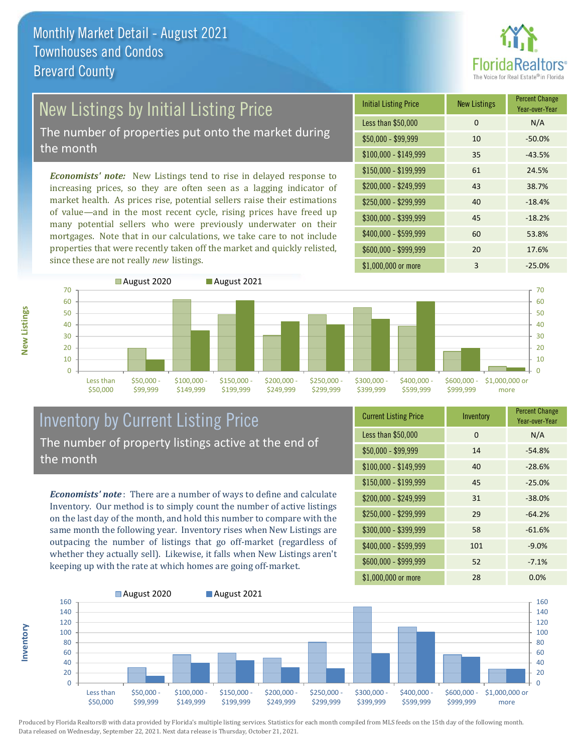# Monthly Market Detail - August 2021
## Townhouses and Condos
## Brevard County

## New Listings by Initial Listing Price

The number of properties put onto the market during the month

*Economists' note:* New Listings tend to rise in delayed response to increasing prices, so they are often seen as a lagging indicator of market health. As prices rise, potential sellers raise their estimations of value—and in the most recent cycle, rising prices have freed up many potential sellers who were previously underwater on their mortgages. Note that in our calculations, we take care to not include properties that were recently taken off the market and quickly relisted, since these are not really *new* listings.

| Initial Listing Price | New Listings | Percent Change Year-over-Year |
| --- | --- | --- |
| Less than $50,000 | 0 | N/A |
| $50,000 - $99,999 | 10 | -50.0% |
| $100,000 - $149,999 | 35 | -43.5% |
| $150,000 - $199,999 | 61 | 24.5% |
| $200,000 - $249,999 | 43 | 38.7% |
| $250,000 - $299,999 | 40 | -18.4% |
| $300,000 - $399,999 | 45 | -18.2% |
| $400,000 - $599,999 | 60 | 53.8% |
| $600,000 - $999,999 | 20 | 17.6% |
| $1,000,000 or more | 3 | -25.0% |

## Inventory by Current Listing Price

The number of property listings active at the end of the month

*Economists' note*: There are a number of ways to define and calculate Inventory. Our method is to simply count the number of active listings on the last day of the month, and hold this number to compare with the same month the following year. Inventory rises when New Listings are outpacing the number of listings that go off-market (regardless of whether they actually sell). Likewise, it falls when New Listings aren't keeping up with the rate at which homes are going off-market.

| Current Listing Price | Inventory | Percent Change Year-over-Year |
| --- | --- | --- |
| Less than $50,000 | 0 | N/A |
| $50,000 - $99,999 | 14 | -54.8% |
| $100,000 - $149,999 | 40 | -28.6% |
| $150,000 - $199,999 | 45 | -25.0% |
| $200,000 - $249,999 | 31 | -38.0% |
| $250,000 - $299,999 | 29 | -64.2% |
| $300,000 - $399,999 | 58 | -61.6% |
| $400,000 - $599,999 | 101 | -9.0% |
| $600,000 - $999,999 | 52 | -7.1% |
| $1,000,000 or more | 28 | 0.0% |

Produced by Florida Realtors® with data provided by Florida's multiple listing services. Statistics for each month compiled from MLS feeds on the 15th day of the following month. Data released on Wednesday, September 22, 2021. Next data release is Thursday, October 21, 2021.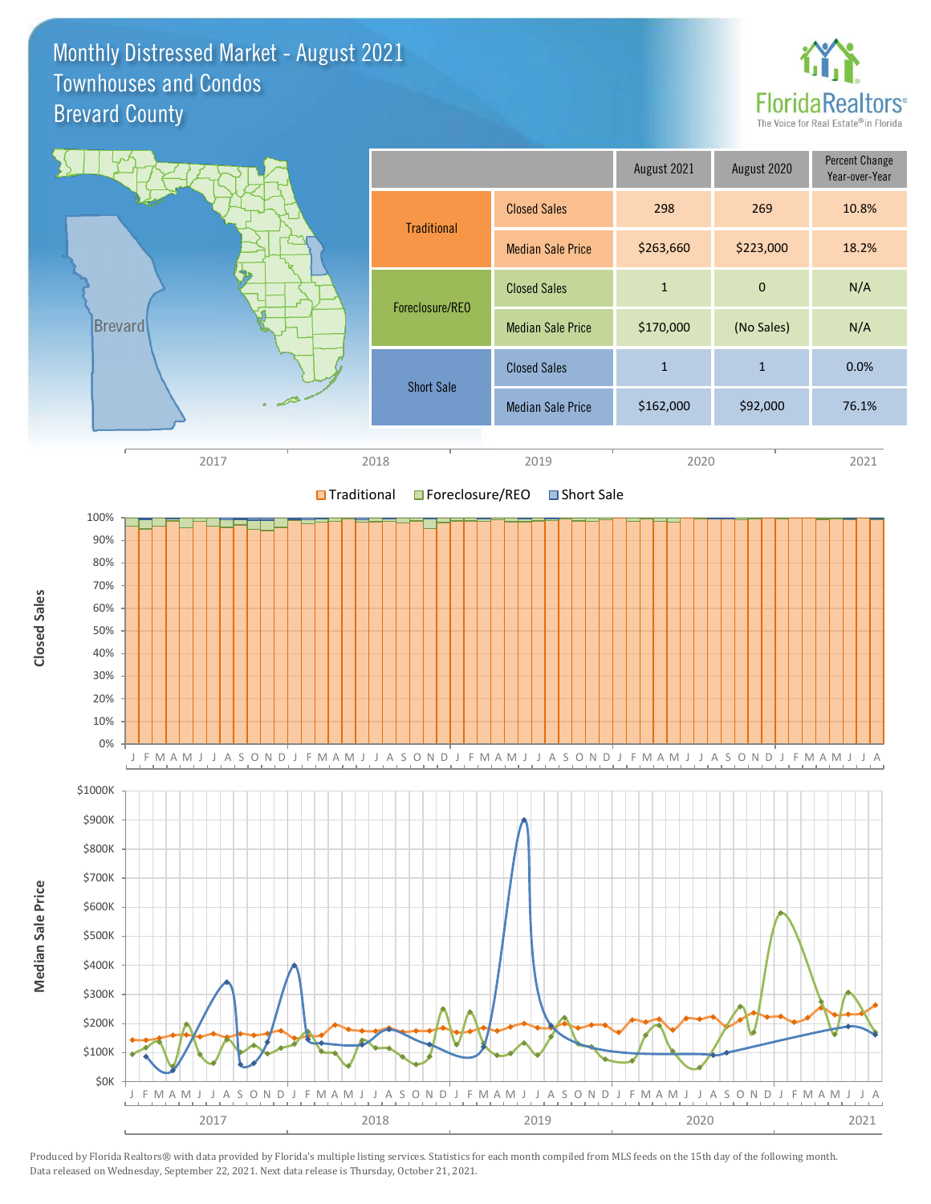# Monthly Distressed Market - August 2021
## Townhouses and Condos
## Brevard County

FloridaRealtors®
The Voice for Real Estate® in Florida

Brevard

| | | August 2021 | August 2020 | Percent Change Year-over-Year |
|---|---|---|---|---|
| Traditional | Closed Sales | 298 | 269 | 10.8% |
| | Median Sale Price | $263,660 | $223,000 | 18.2% |
| Foreclosure/REO | Closed Sales | 1 | 0 | N/A |
| | Median Sale Price | $170,000 | (No Sales) | N/A |
| Short Sale | Closed Sales | 1 | 1 | 0.0% |
| | Median Sale Price | $162,000 | $92,000 | 76.1% |

2017 2018 2019 2020 2021

Traditional Foreclosure/REO Short Sale

Closed Sales

100% 90% 80% 70% 60% 50% 40% 30% 20% 10% 0%

J F M A M J J A S O N D J F M A M J J A S O N D J F M A M J J A S O N D J F M A M J J A S O N D J F M A M J J A

Median Sale Price

$1000K $900K $800K $700K $600K $500K $400K $300K $200K $100K $0K

J F M A M J J A S O N D J F M A M J J A S O N D J F M A M J J A S O N D J F M A M J J A S O N D J F M A M J J A

2017 2018 2019 2020 2021

Produced by Florida Realtors® with data provided by Florida's multiple listing services. Statistics for each month compiled from MLS feeds on the 15th day of the following month. Data released on Wednesday, September 22, 2021. Next data release is Thursday, October 21, 2021.